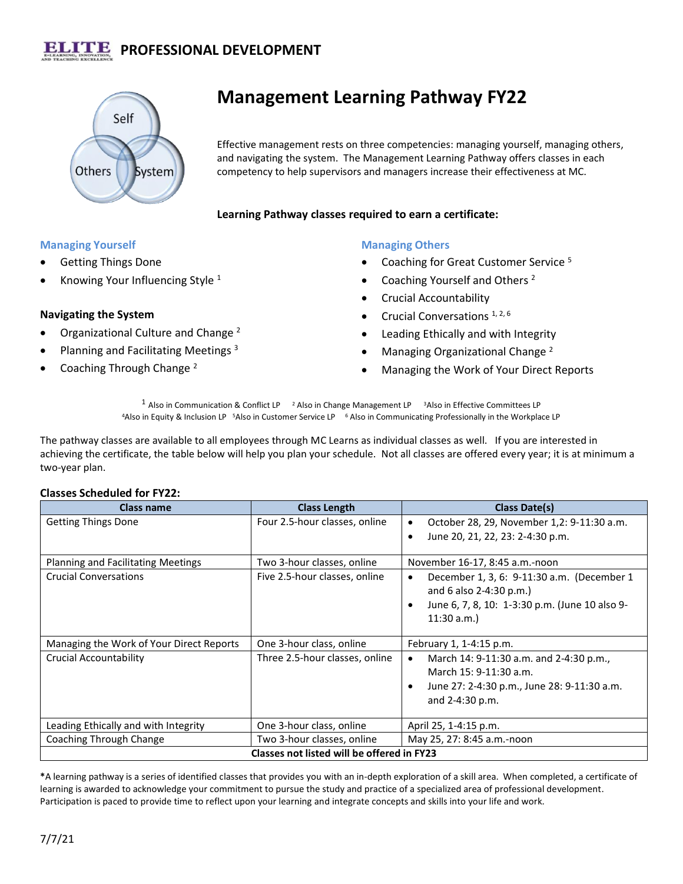ELITE PROFESSIONAL DEVELOPMENT

# Management Learning Pathway FY22

Effective management rests on three competencies: managing yourself, managing others, and navigating the system. The Management Learning Pathway offers classes in each competency to help supervisors and managers increase their effectiveness at MC.

**Learning Pathway classes required to earn a certificate:**

### Managing Yourself

- Getting Things Done
- Knowing Your Influencing Style [1]

### Navigating the System

- Organizational Culture and Change [2]
- Planning and Facilitating Meetings [3]
- Coaching Through Change [2]

### Managing Others

- Coaching for Great Customer Service [5]
- Coaching Yourself and Others [2]
- Crucial Accountability
- Crucial Conversations [1, 2, 6]
- Leading Ethically and with Integrity
- Managing Organizational Change [2]
- Managing the Work of Your Direct Reports

[1] Also in Communication & Conflict LP [2] Also in Change Management LP [3] Also in Effective Committees LP
[4] Also in Equity & Inclusion LP [5] Also in Customer Service LP [6] Also in Communicating Professionally in the Workplace LP

The pathway classes are available to all employees through MC Learns as individual classes as well. If you are interested in achieving the certificate, the table below will help you plan your schedule. Not all classes are offered every year; it is at minimum a two-year plan.

**Classes Scheduled for FY22:**

| Class name | Class Length | Class Date(s) |
|---|---|---|
| Getting Things Done | Four 2.5-hour classes, online | • October 28, 29, November 1,2: 9-11:30 a.m.<br>• June 20, 21, 22, 23: 2-4:30 p.m. |
| Planning and Facilitating Meetings | Two 3-hour classes, online | November 16-17, 8:45 a.m.-noon |
| Crucial Conversations | Five 2.5-hour classes, online | • December 1, 3, 6: 9-11:30 a.m. (December 1 and 6 also 2-4:30 p.m.)<br>• June 6, 7, 8, 10: 1-3:30 p.m. (June 10 also 9-11:30 a.m.) |
| Managing the Work of Your Direct Reports | One 3-hour class, online | February 1, 1-4:15 p.m. |
| Crucial Accountability | Three 2.5-hour classes, online | • March 14: 9-11:30 a.m. and 2-4:30 p.m., March 15: 9-11:30 a.m.<br>• June 27: 2-4:30 p.m., June 28: 9-11:30 a.m. and 2-4:30 p.m. |
| Leading Ethically and with Integrity | One 3-hour class, online | April 25, 1-4:15 p.m. |
| Coaching Through Change | Two 3-hour classes, online | May 25, 27: 8:45 a.m.-noon |
| **Classes not listed will be offered in FY23** | | |

**\***A learning pathway is a series of identified classes that provides you with an in-depth exploration of a skill area. When completed, a certificate of learning is awarded to acknowledge your commitment to pursue the study and practice of a specialized area of professional development. Participation is paced to provide time to reflect upon your learning and integrate concepts and skills into your life and work.

7/7/21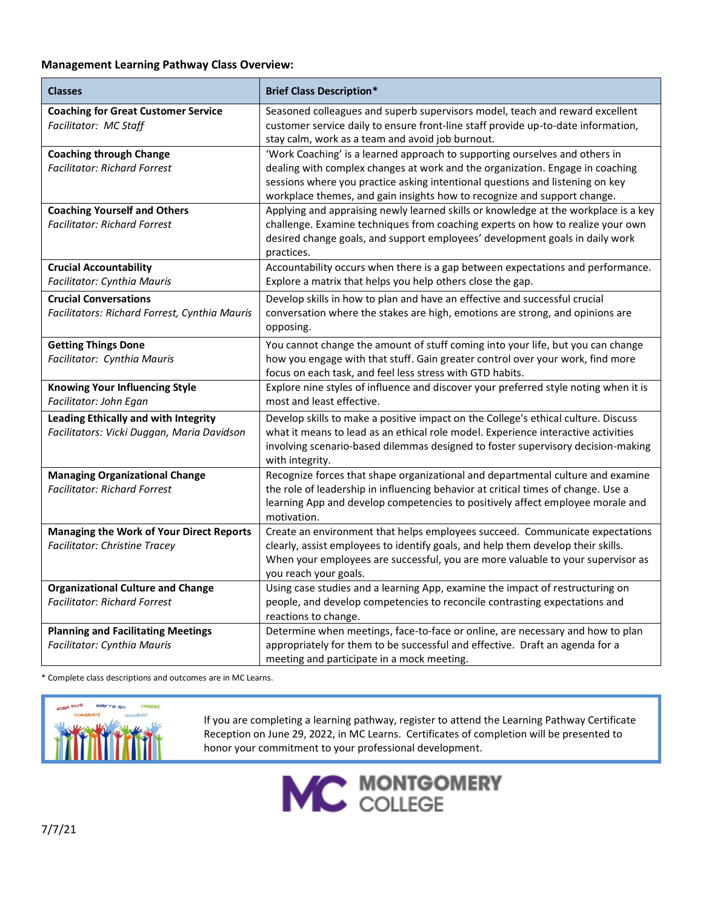**Management Learning Pathway Class Overview:**

| Classes | Brief Class Description* |
|---|---|
| **Coaching for Great Customer Service**<br>*Facilitator: MC Staff* | Seasoned colleagues and superb supervisors model, teach and reward excellent customer service daily to ensure front-line staff provide up-to-date information, stay calm, work as a team and avoid job burnout. |
| **Coaching through Change**<br>*Facilitator: Richard Forrest* | 'Work Coaching' is a learned approach to supporting ourselves and others in dealing with complex changes at work and the organization. Engage in coaching sessions where you practice asking intentional questions and listening on key workplace themes, and gain insights how to recognize and support change. |
| **Coaching Yourself and Others**<br>*Facilitator: Richard Forrest* | Applying and appraising newly learned skills or knowledge at the workplace is a key challenge. Examine techniques from coaching experts on how to realize your own desired change goals, and support employees' development goals in daily work practices. |
| **Crucial Accountability**<br>*Facilitator: Cynthia Mauris* | Accountability occurs when there is a gap between expectations and performance. Explore a matrix that helps you help others close the gap. |
| **Crucial Conversations**<br>*Facilitators: Richard Forrest, Cynthia Mauris* | Develop skills in how to plan and have an effective and successful crucial conversation where the stakes are high, emotions are strong, and opinions are opposing. |
| **Getting Things Done**<br>*Facilitator: Cynthia Mauris* | You cannot change the amount of stuff coming into your life, but you can change how you engage with that stuff. Gain greater control over your work, find more focus on each task, and feel less stress with GTD habits. |
| **Knowing Your Influencing Style**<br>*Facilitator: John Egan* | Explore nine styles of influence and discover your preferred style noting when it is most and least effective. |
| **Leading Ethically and with Integrity**<br>*Facilitators: Vicki Duggan, Maria Davidson* | Develop skills to make a positive impact on the College's ethical culture. Discuss what it means to lead as an ethical role model. Experience interactive activities involving scenario-based dilemmas designed to foster supervisory decision-making with integrity. |
| **Managing Organizational Change**<br>*Facilitator: Richard Forrest* | Recognize forces that shape organizational and departmental culture and examine the role of leadership in influencing behavior at critical times of change. Use a learning App and develop competencies to positively affect employee morale and motivation. |
| **Managing the Work of Your Direct Reports**<br>*Facilitator: Christine Tracey* | Create an environment that helps employees succeed. Communicate expectations clearly, assist employees to identify goals, and help them develop their skills. When your employees are successful, you are more valuable to your supervisor as you reach your goals. |
| **Organizational Culture and Change**<br>*Facilitator: Richard Forrest* | Using case studies and a learning App, examine the impact of restructuring on people, and develop competencies to reconcile contrasting expectations and reactions to change. |
| **Planning and Facilitating Meetings**<br>*Facilitator: Cynthia Mauris* | Determine when meetings, face-to-face or online, are necessary and how to plan appropriately for them to be successful and effective. Draft an agenda for a meeting and participate in a mock meeting. |

\* Complete class descriptions and outcomes are in MC Learns.

If you are completing a learning pathway, register to attend the Learning Pathway Certificate Reception on June 29, 2022, in MC Learns. Certificates of completion will be presented to honor your commitment to your professional development.

MONTGOMERY COLLEGE

7/7/21